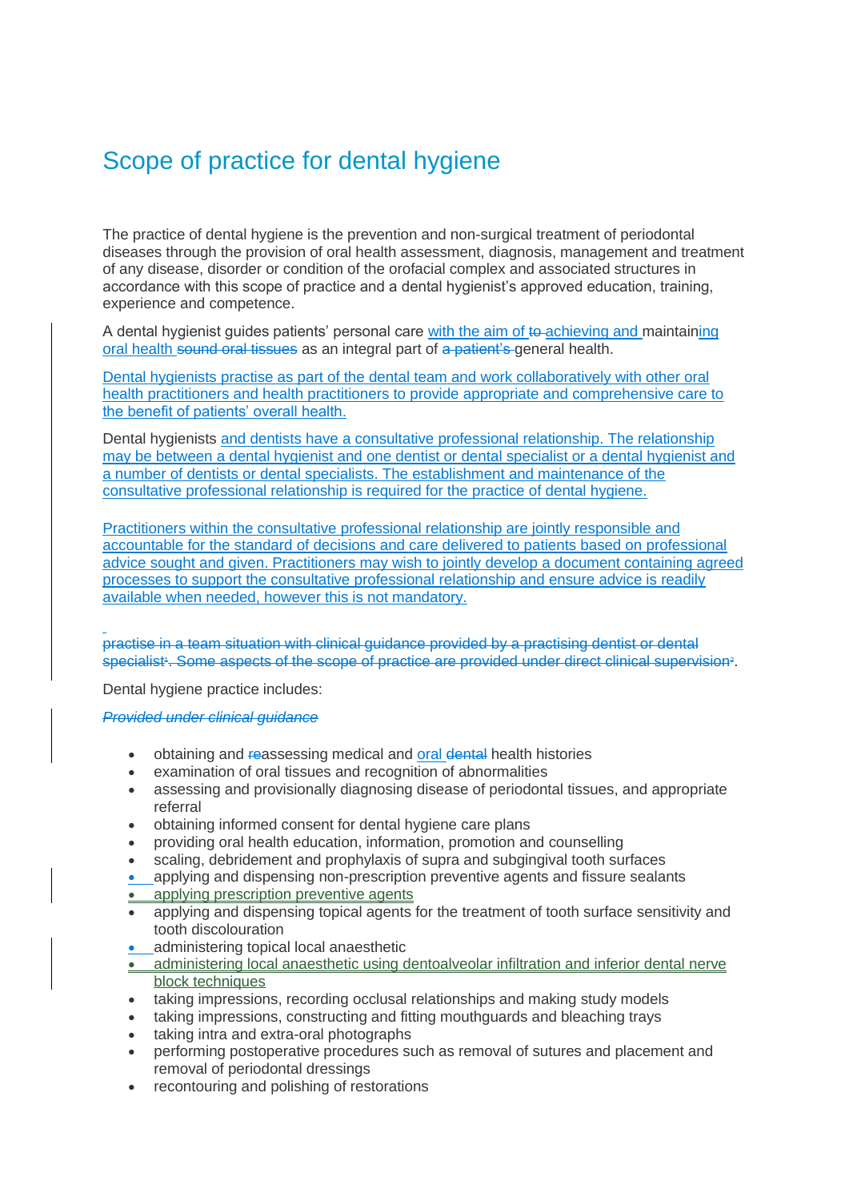# Scope of practice for dental hygiene

The practice of dental hygiene is the prevention and non-surgical treatment of periodontal diseases through the provision of oral health assessment, diagnosis, management and treatment of any disease, disorder or condition of the orofacial complex and associated structures in accordance with this scope of practice and a dental hygienist's approved education, training, experience and competence.

A dental hygienist guides patients' personal care with the aim of ~~to~~ achieving and maintaining oral health ~~sound oral tissues~~ as an integral part of ~~a patient's~~ general health.

Dental hygienists practise as part of the dental team and work collaboratively with other oral health practitioners and health practitioners to provide appropriate and comprehensive care to the benefit of patients' overall health.

Dental hygienists and dentists have a consultative professional relationship. The relationship may be between a dental hygienist and one dentist or dental specialist or a dental hygienist and a number of dentists or dental specialists. The establishment and maintenance of the consultative professional relationship is required for the practice of dental hygiene.

Practitioners within the consultative professional relationship are jointly responsible and accountable for the standard of decisions and care delivered to patients based on professional advice sought and given. Practitioners may wish to jointly develop a document containing agreed processes to support the consultative professional relationship and ensure advice is readily available when needed, however this is not mandatory.

~~practise in a team situation with clinical guidance provided by a practising dentist or dental specialist[1]. Some aspects of the scope of practice are provided under direct clinical supervision[2]~~.

Dental hygiene practice includes:

~~*Provided under clinical guidance*~~

- obtaining and ~~re~~assessing medical and oral ~~dental~~ health histories
- examination of oral tissues and recognition of abnormalities
- assessing and provisionally diagnosing disease of periodontal tissues, and appropriate referral
- obtaining informed consent for dental hygiene care plans
- providing oral health education, information, promotion and counselling
- scaling, debridement and prophylaxis of supra and subgingival tooth surfaces
- applying and dispensing non-prescription preventive agents and fissure sealants
- applying prescription preventive agents
- applying and dispensing topical agents for the treatment of tooth surface sensitivity and tooth discolouration
- administering topical local anaesthetic
- administering local anaesthetic using dentoalveolar infiltration and inferior dental nerve block techniques
- taking impressions, recording occlusal relationships and making study models
- taking impressions, constructing and fitting mouthguards and bleaching trays
- taking intra and extra-oral photographs
- performing postoperative procedures such as removal of sutures and placement and removal of periodontal dressings
- recontouring and polishing of restorations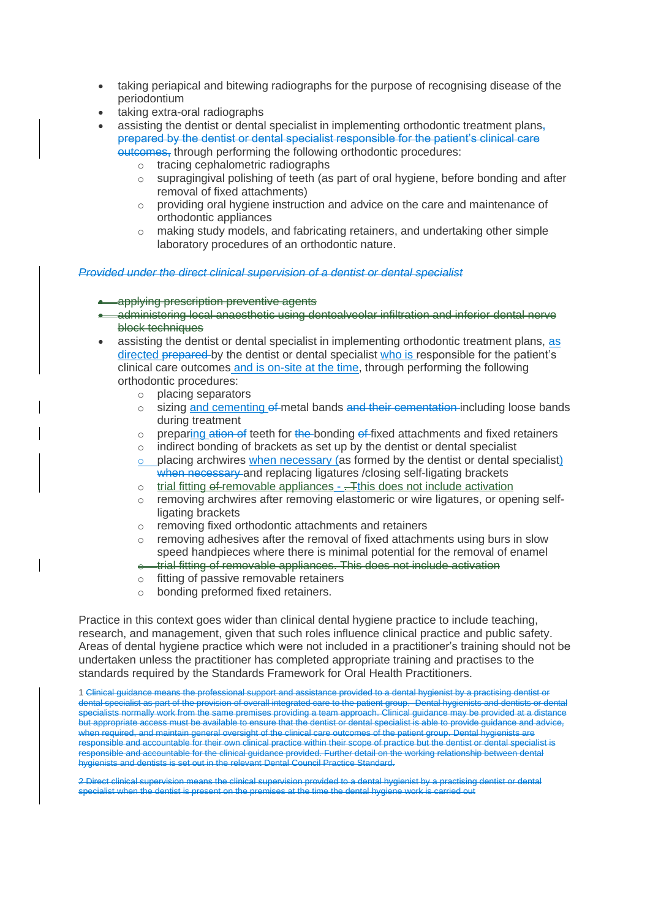- taking periapical and bitewing radiographs for the purpose of recognising disease of the periodontium
- taking extra-oral radiographs
- assisting the dentist or dental specialist in implementing orthodontic treatment plans~~, prepared by the dentist or dental specialist responsible for the patient's clinical care outcomes,~~ through performing the following orthodontic procedures:
  - tracing cephalometric radiographs
  - supragingival polishing of teeth (as part of oral hygiene, before bonding and after removal of fixed attachments)
  - providing oral hygiene instruction and advice on the care and maintenance of orthodontic appliances
  - making study models, and fabricating retainers, and undertaking other simple laboratory procedures of an orthodontic nature.

~~*Provided under the direct clinical supervision of a dentist or dental specialist*~~

- ~~applying prescription preventive agents~~
- ~~administering local anaesthetic using dentoalveolar infiltration and inferior dental nerve block techniques~~
- assisting the dentist or dental specialist in implementing orthodontic treatment plans, as directed ~~prepared~~ by the dentist or dental specialist who is responsible for the patient's clinical care outcomes and is on-site at the time, through performing the following orthodontic procedures:
  - placing separators
  - sizing and cementing ~~of~~ metal bands ~~and their cementation~~ including loose bands during treatment
  - preparing ~~ation of~~ teeth for ~~the~~ bonding ~~of~~ fixed attachments and fixed retainers
  - indirect bonding of brackets as set up by the dentist or dental specialist
  - placing archwires when necessary (as formed by the dentist or dental specialist) ~~when necessary~~ and replacing ligatures /closing self-ligating brackets
  - trial fitting ~~of~~ removable appliances - ~~. T~~this does not include activation
  - removing archwires after removing elastomeric or wire ligatures, or opening self-ligating brackets
  - removing fixed orthodontic attachments and retainers
  - removing adhesives after the removal of fixed attachments using burs in slow speed handpieces where there is minimal potential for the removal of enamel
  - ~~trial fitting of removable appliances. This does not include activation~~
  - fitting of passive removable retainers
  - bonding preformed fixed retainers.

Practice in this context goes wider than clinical dental hygiene practice to include teaching, research, and management, given that such roles influence clinical practice and public safety. Areas of dental hygiene practice which were not included in a practitioner's training should not be undertaken unless the practitioner has completed appropriate training and practises to the standards required by the Standards Framework for Oral Health Practitioners.

1 ~~Clinical guidance means the professional support and assistance provided to a dental hygienist by a practising dentist or dental specialist as part of the provision of overall integrated care to the patient group. Dental hygienists and dentists or dental specialists normally work from the same premises providing a team approach. Clinical guidance may be provided at a distance but appropriate access must be available to ensure that the dentist or dental specialist is able to provide guidance and advice, when required, and maintain general oversight of the clinical care outcomes of the patient group. Dental hygienists are responsible and accountable for their own clinical practice within their scope of practice but the dentist or dental specialist is responsible and accountable for the clinical guidance provided. Further detail on the working relationship between dental hygienists and dentists is set out in the relevant Dental Council Practice Standard.~~

~~2 Direct clinical supervision means the clinical supervision provided to a dental hygienist by a practising dentist or dental specialist when the dentist is present on the premises at the time the dental hygiene work is carried out~~